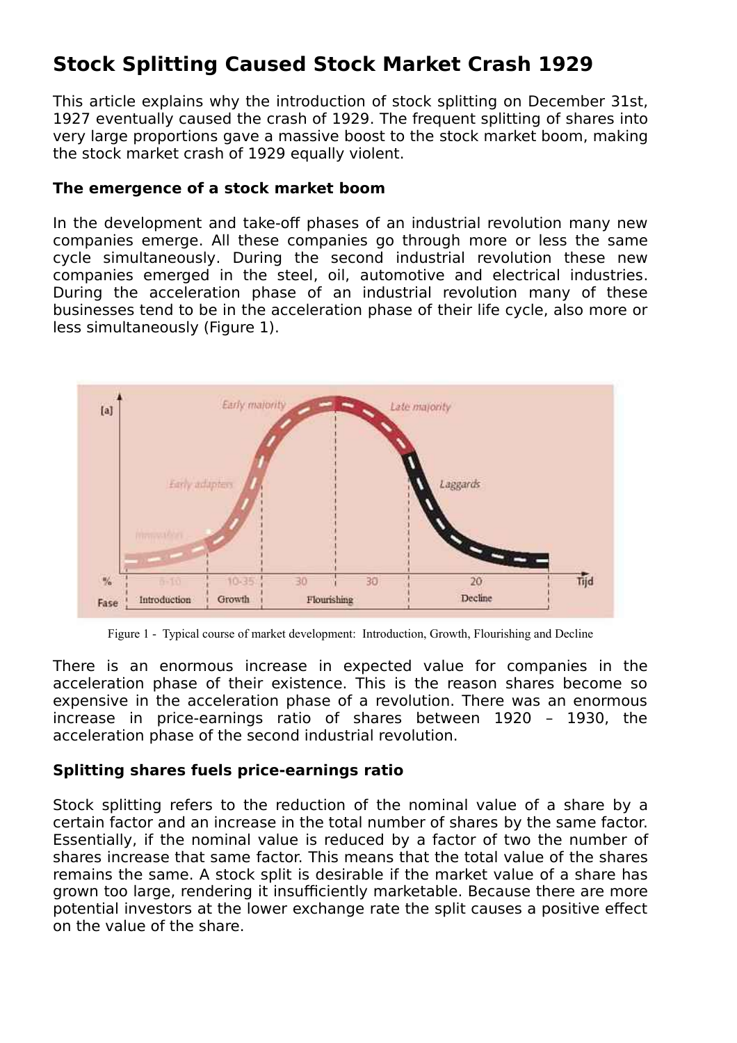# Stock Splitting Caused Stock Market Crash 1929

This article explains why the introduction of stock splitting on December 31st, 1927 eventually caused the crash of 1929. The frequent splitting of shares into very large proportions gave a massive boost to the stock market boom, making the stock market crash of 1929 equally violent.

### The emergence of a stock market boom

In the development and take-off phases of an industrial revolution many new companies emerge. All these companies go through more or less the same cycle simultaneously. During the second industrial revolution these new companies emerged in the steel, oil, automotive and electrical industries. During the acceleration phase of an industrial revolution many of these businesses tend to be in the acceleration phase of their life cycle, also more or less simultaneously (Figure 1).

Figure 1 - Typical course of market development: Introduction, Growth, Flourishing and Decline

There is an enormous increase in expected value for companies in the acceleration phase of their existence. This is the reason shares become so expensive in the acceleration phase of a revolution. There was an enormous increase in price-earnings ratio of shares between 1920 – 1930, the acceleration phase of the second industrial revolution.

### Splitting shares fuels price-earnings ratio

Stock splitting refers to the reduction of the nominal value of a share by a certain factor and an increase in the total number of shares by the same factor. Essentially, if the nominal value is reduced by a factor of two the number of shares increase that same factor. This means that the total value of the shares remains the same. A stock split is desirable if the market value of a share has grown too large, rendering it insufficiently marketable. Because there are more potential investors at the lower exchange rate the split causes a positive effect on the value of the share.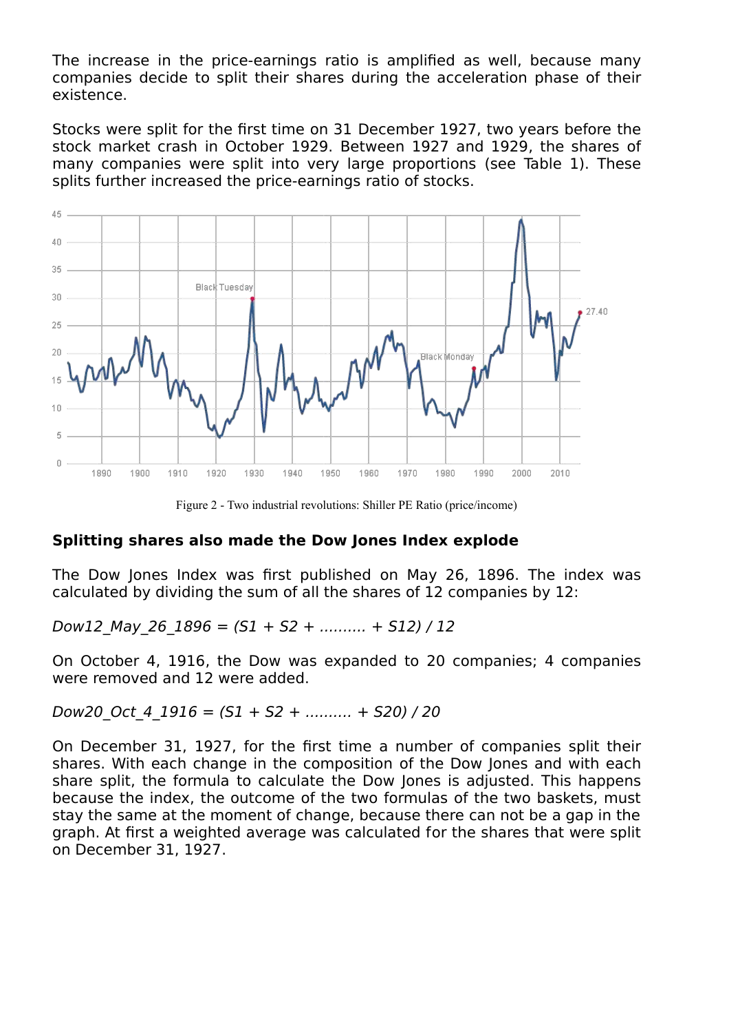The increase in the price-earnings ratio is amplified as well, because many companies decide to split their shares during the acceleration phase of their existence.

Stocks were split for the first time on 31 December 1927, two years before the stock market crash in October 1929. Between 1927 and 1929, the shares of many companies were split into very large proportions (see Table 1). These splits further increased the price-earnings ratio of stocks.

Figure 2 - Two industrial revolutions: Shiller PE Ratio (price/income)

## Splitting shares also made the Dow Jones Index explode

The Dow Jones Index was first published on May 26, 1896. The index was calculated by dividing the sum of all the shares of 12 companies by 12:

*Dow12_May_26_1896 = (S1 + S2 + .......... + S12) / 12*

On October 4, 1916, the Dow was expanded to 20 companies; 4 companies were removed and 12 were added.

*Dow20_Oct_4_1916 = (S1 + S2 + .......... + S20) / 20*

On December 31, 1927, for the first time a number of companies split their shares. With each change in the composition of the Dow Jones and with each share split, the formula to calculate the Dow Jones is adjusted. This happens because the index, the outcome of the two formulas of the two baskets, must stay the same at the moment of change, because there can not be a gap in the graph. At first a weighted average was calculated for the shares that were split on December 31, 1927.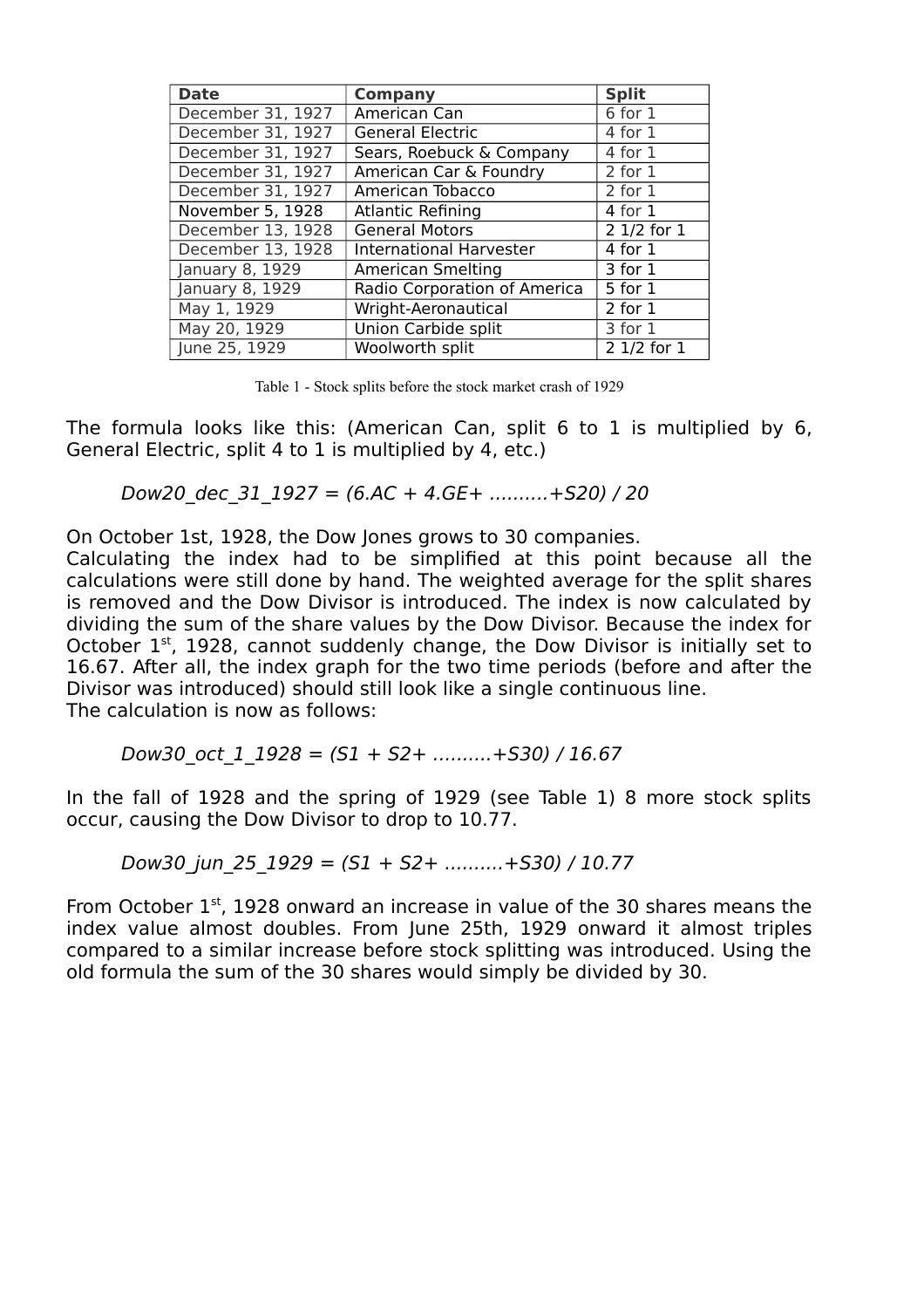| Date | Company | Split |
|---|---|---|
| December 31, 1927 | American Can | 6 for 1 |
| December 31, 1927 | General Electric | 4 for 1 |
| December 31, 1927 | Sears, Roebuck & Company | 4 for 1 |
| December 31, 1927 | American Car & Foundry | 2 for 1 |
| December 31, 1927 | American Tobacco | 2 for 1 |
| November 5, 1928 | Atlantic Refining | 4 for 1 |
| December 13, 1928 | General Motors | 2 1/2 for 1 |
| December 13, 1928 | International Harvester | 4 for 1 |
| January 8, 1929 | American Smelting | 3 for 1 |
| January 8, 1929 | Radio Corporation of America | 5 for 1 |
| May 1, 1929 | Wright-Aeronautical | 2 for 1 |
| May 20, 1929 | Union Carbide split | 3 for 1 |
| June 25, 1929 | Woolworth split | 2 1/2 for 1 |

Table 1 - Stock splits before the stock market crash of 1929

The formula looks like this: (American Can, split 6 to 1 is multiplied by 6, General Electric, split 4 to 1 is multiplied by 4, etc.)

*Dow20_dec_31_1927 = (6.AC + 4.GE+ ..........+S20) / 20*

On October 1st, 1928, the Dow Jones grows to 30 companies.
Calculating the index had to be simplified at this point because all the calculations were still done by hand. The weighted average for the split shares is removed and the Dow Divisor is introduced. The index is now calculated by dividing the sum of the share values by the Dow Divisor. Because the index for October 1st, 1928, cannot suddenly change, the Dow Divisor is initially set to 16.67. After all, the index graph for the two time periods (before and after the Divisor was introduced) should still look like a single continuous line.
The calculation is now as follows:

*Dow30_oct_1_1928 = (S1 + S2+ ..........+S30) / 16.67*

In the fall of 1928 and the spring of 1929 (see Table 1) 8 more stock splits occur, causing the Dow Divisor to drop to 10.77.

*Dow30_jun_25_1929 = (S1 + S2+ ..........+S30) / 10.77*

From October 1st, 1928 onward an increase in value of the 30 shares means the index value almost doubles. From June 25th, 1929 onward it almost triples compared to a similar increase before stock splitting was introduced. Using the old formula the sum of the 30 shares would simply be divided by 30.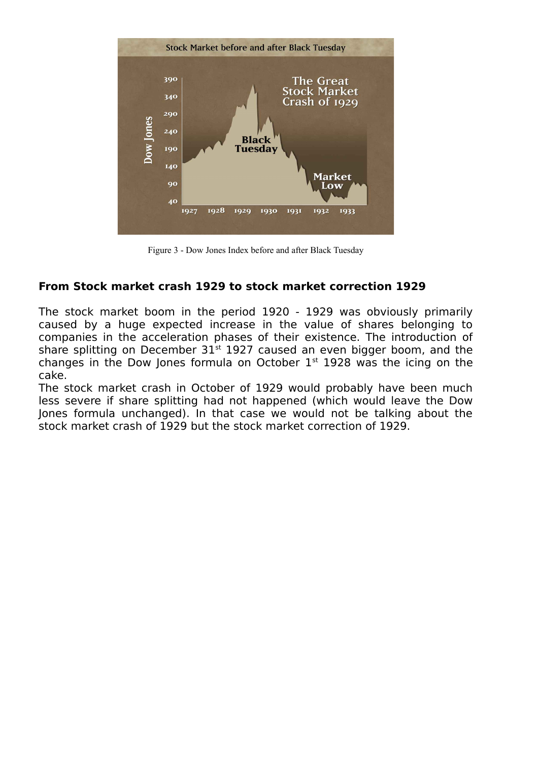Stock Market before and after Black Tuesday

The Great Stock Market Crash of 1929

Dow Jones

390
340
290
240
190
140
90
40

1927 1928 1929 1930 1931 1932 1933

Black Tuesday

Market Low

Figure 3 - Dow Jones Index before and after Black Tuesday

### From Stock market crash 1929 to stock market correction 1929

The stock market boom in the period 1920 - 1929 was obviously primarily caused by a huge expected increase in the value of shares belonging to companies in the acceleration phases of their existence. The introduction of share splitting on December 31st 1927 caused an even bigger boom, and the changes in the Dow Jones formula on October 1st 1928 was the icing on the cake.

The stock market crash in October of 1929 would probably have been much less severe if share splitting had not happened (which would leave the Dow Jones formula unchanged). In that case we would not be talking about the stock market crash of 1929 but the stock market correction of 1929.